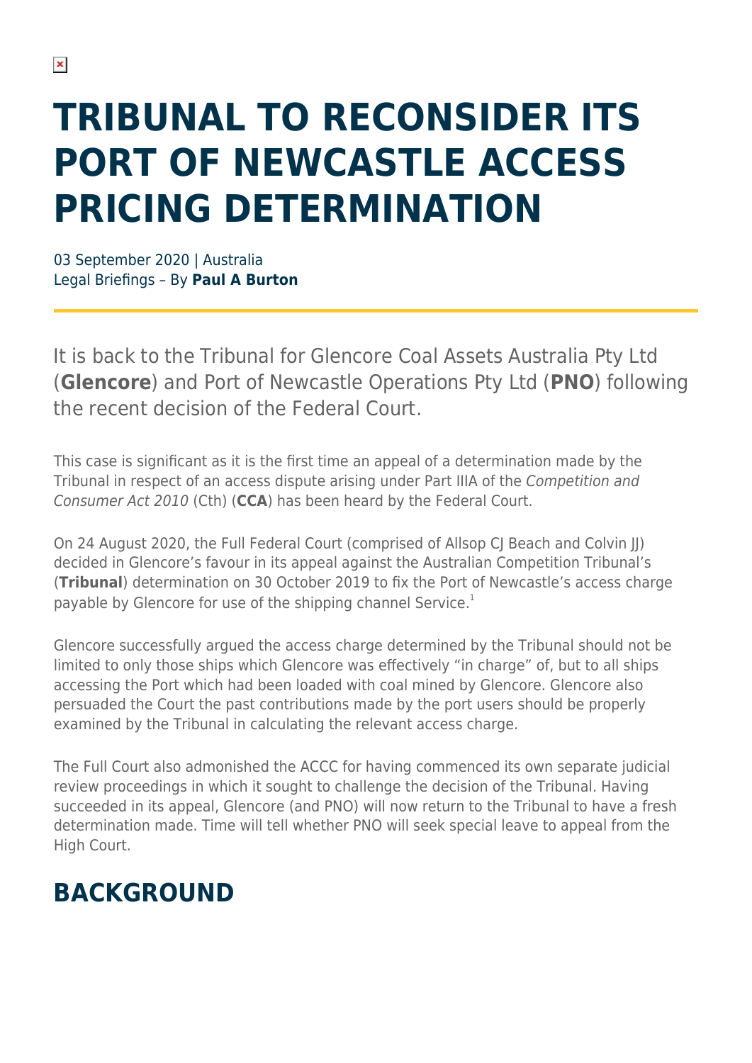# TRIBUNAL TO RECONSIDER ITS PORT OF NEWCASTLE ACCESS PRICING DETERMINATION

03 September 2020 | Australia
Legal Briefings – By **Paul A Burton**

It is back to the Tribunal for Glencore Coal Assets Australia Pty Ltd (**Glencore**) and Port of Newcastle Operations Pty Ltd (**PNO**) following the recent decision of the Federal Court.

This case is significant as it is the first time an appeal of a determination made by the Tribunal in respect of an access dispute arising under Part IIIA of the *Competition and Consumer Act 2010* (Cth) (**CCA**) has been heard by the Federal Court.

On 24 August 2020, the Full Federal Court (comprised of Allsop CJ Beach and Colvin JJ) decided in Glencore's favour in its appeal against the Australian Competition Tribunal's (**Tribunal**) determination on 30 October 2019 to fix the Port of Newcastle's access charge payable by Glencore for use of the shipping channel Service.[1]

Glencore successfully argued the access charge determined by the Tribunal should not be limited to only those ships which Glencore was effectively "in charge" of, but to all ships accessing the Port which had been loaded with coal mined by Glencore. Glencore also persuaded the Court the past contributions made by the port users should be properly examined by the Tribunal in calculating the relevant access charge.

The Full Court also admonished the ACCC for having commenced its own separate judicial review proceedings in which it sought to challenge the decision of the Tribunal. Having succeeded in its appeal, Glencore (and PNO) will now return to the Tribunal to have a fresh determination made. Time will tell whether PNO will seek special leave to appeal from the High Court.

## BACKGROUND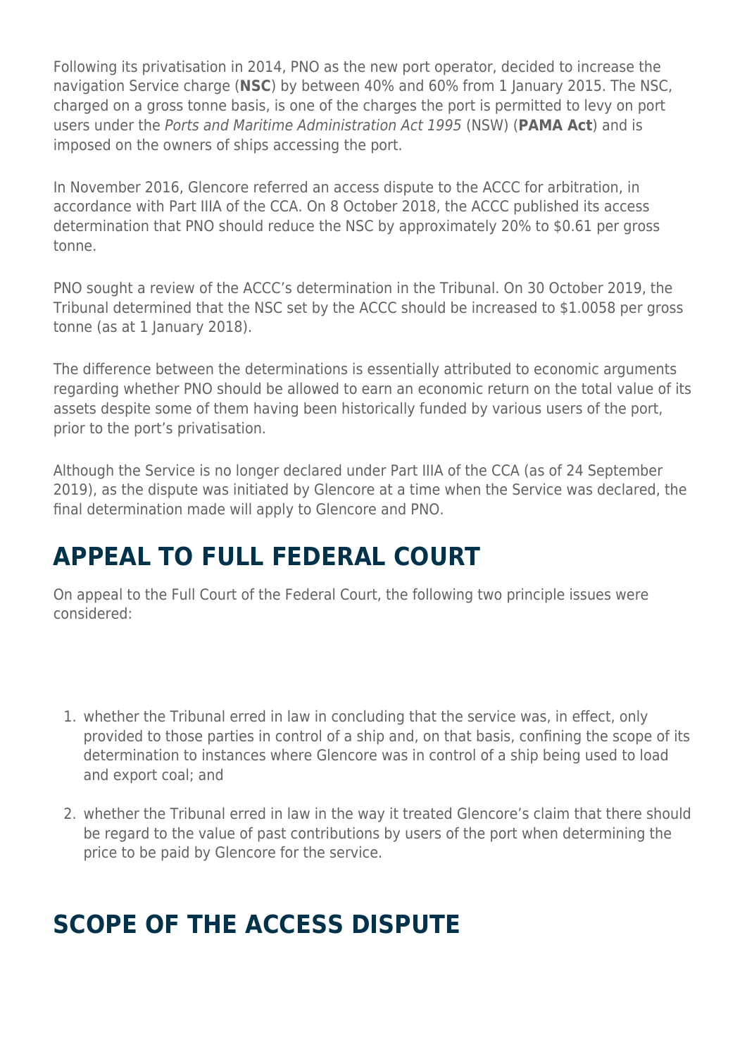Following its privatisation in 2014, PNO as the new port operator, decided to increase the navigation Service charge (**NSC**) by between 40% and 60% from 1 January 2015. The NSC, charged on a gross tonne basis, is one of the charges the port is permitted to levy on port users under the *Ports and Maritime Administration Act 1995* (NSW) (**PAMA Act**) and is imposed on the owners of ships accessing the port.

In November 2016, Glencore referred an access dispute to the ACCC for arbitration, in accordance with Part IIIA of the CCA. On 8 October 2018, the ACCC published its access determination that PNO should reduce the NSC by approximately 20% to $0.61 per gross tonne.

PNO sought a review of the ACCC's determination in the Tribunal. On 30 October 2019, the Tribunal determined that the NSC set by the ACCC should be increased to $1.0058 per gross tonne (as at 1 January 2018).

The difference between the determinations is essentially attributed to economic arguments regarding whether PNO should be allowed to earn an economic return on the total value of its assets despite some of them having been historically funded by various users of the port, prior to the port's privatisation.

Although the Service is no longer declared under Part IIIA of the CCA (as of 24 September 2019), as the dispute was initiated by Glencore at a time when the Service was declared, the final determination made will apply to Glencore and PNO.

## APPEAL TO FULL FEDERAL COURT

On appeal to the Full Court of the Federal Court, the following two principle issues were considered:

1. whether the Tribunal erred in law in concluding that the service was, in effect, only provided to those parties in control of a ship and, on that basis, confining the scope of its determination to instances where Glencore was in control of a ship being used to load and export coal; and
2. whether the Tribunal erred in law in the way it treated Glencore's claim that there should be regard to the value of past contributions by users of the port when determining the price to be paid by Glencore for the service.

## SCOPE OF THE ACCESS DISPUTE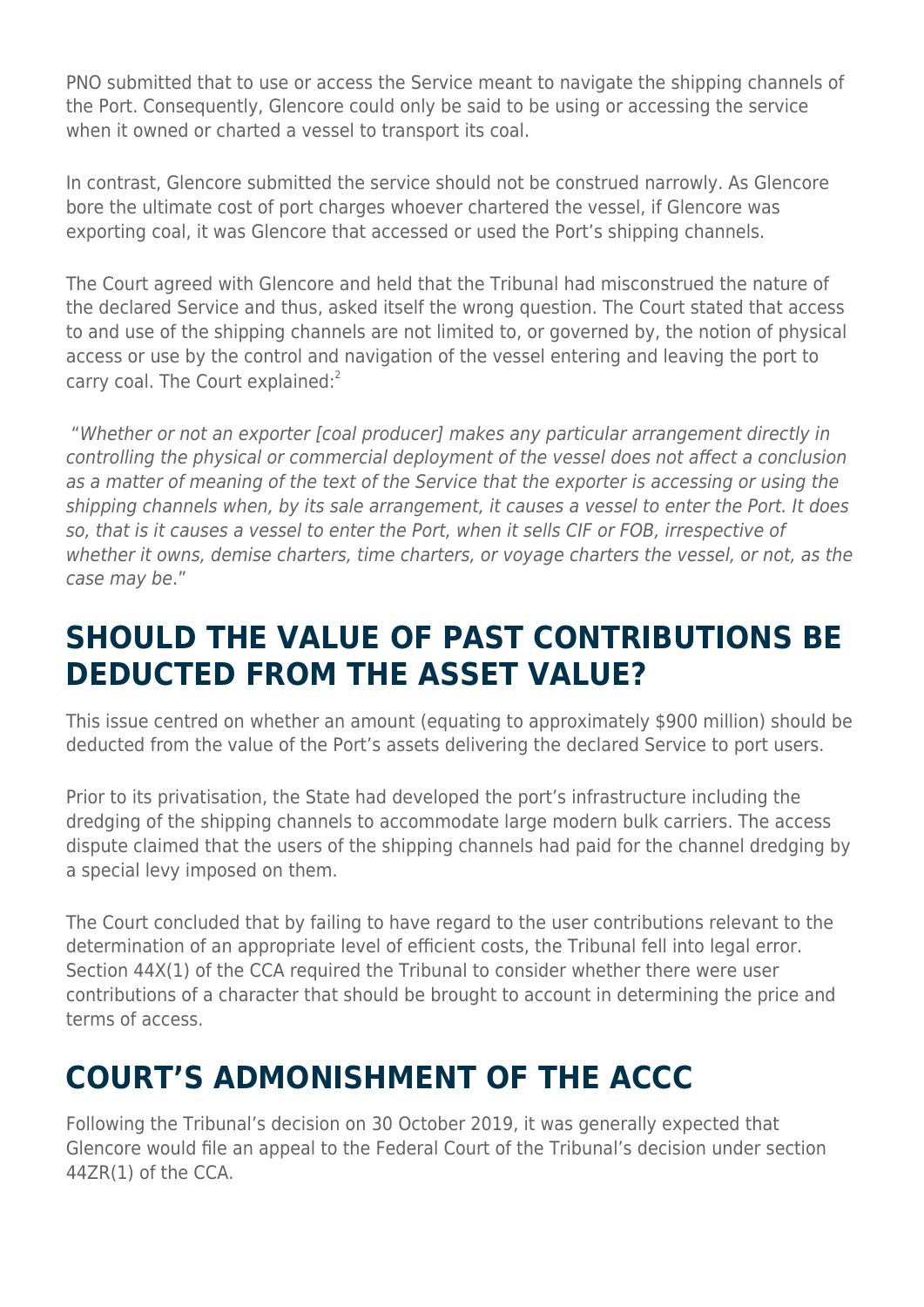PNO submitted that to use or access the Service meant to navigate the shipping channels of the Port. Consequently, Glencore could only be said to be using or accessing the service when it owned or charted a vessel to transport its coal.

In contrast, Glencore submitted the service should not be construed narrowly. As Glencore bore the ultimate cost of port charges whoever chartered the vessel, if Glencore was exporting coal, it was Glencore that accessed or used the Port's shipping channels.

The Court agreed with Glencore and held that the Tribunal had misconstrued the nature of the declared Service and thus, asked itself the wrong question. The Court stated that access to and use of the shipping channels are not limited to, or governed by, the notion of physical access or use by the control and navigation of the vessel entering and leaving the port to carry coal. The Court explained:[2]

"*Whether or not an exporter [coal producer] makes any particular arrangement directly in controlling the physical or commercial deployment of the vessel does not affect a conclusion as a matter of meaning of the text of the Service that the exporter is accessing or using the shipping channels when, by its sale arrangement, it causes a vessel to enter the Port. It does so, that is it causes a vessel to enter the Port, when it sells CIF or FOB, irrespective of whether it owns, demise charters, time charters, or voyage charters the vessel, or not, as the case may be*."

## SHOULD THE VALUE OF PAST CONTRIBUTIONS BE DEDUCTED FROM THE ASSET VALUE?

This issue centred on whether an amount (equating to approximately $900 million) should be deducted from the value of the Port's assets delivering the declared Service to port users.

Prior to its privatisation, the State had developed the port's infrastructure including the dredging of the shipping channels to accommodate large modern bulk carriers. The access dispute claimed that the users of the shipping channels had paid for the channel dredging by a special levy imposed on them.

The Court concluded that by failing to have regard to the user contributions relevant to the determination of an appropriate level of efficient costs, the Tribunal fell into legal error. Section 44X(1) of the CCA required the Tribunal to consider whether there were user contributions of a character that should be brought to account in determining the price and terms of access.

## COURT'S ADMONISHMENT OF THE ACCC

Following the Tribunal's decision on 30 October 2019, it was generally expected that Glencore would file an appeal to the Federal Court of the Tribunal's decision under section 44ZR(1) of the CCA.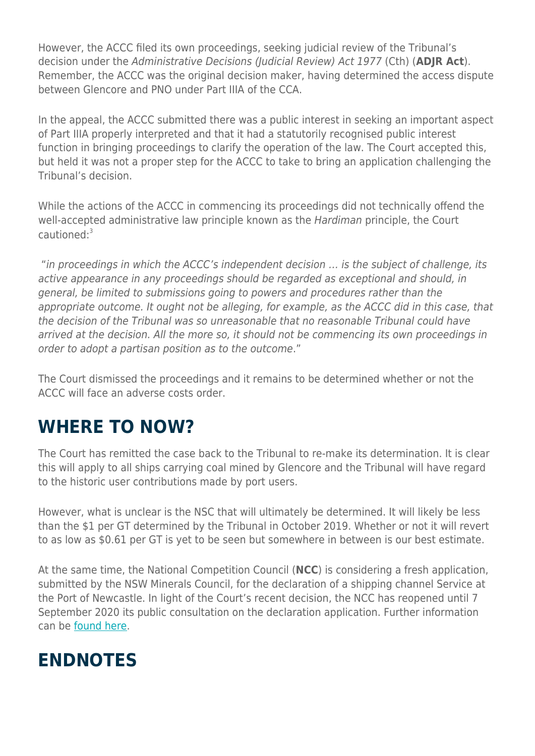However, the ACCC filed its own proceedings, seeking judicial review of the Tribunal's decision under the *Administrative Decisions (Judicial Review) Act 1977* (Cth) (**ADJR Act**). Remember, the ACCC was the original decision maker, having determined the access dispute between Glencore and PNO under Part IIIA of the CCA.

In the appeal, the ACCC submitted there was a public interest in seeking an important aspect of Part IIIA properly interpreted and that it had a statutorily recognised public interest function in bringing proceedings to clarify the operation of the law. The Court accepted this, but held it was not a proper step for the ACCC to take to bring an application challenging the Tribunal's decision.

While the actions of the ACCC in commencing its proceedings did not technically offend the well-accepted administrative law principle known as the *Hardiman* principle, the Court cautioned:[3]

"*in proceedings in which the ACCC's independent decision … is the subject of challenge, its active appearance in any proceedings should be regarded as exceptional and should, in general, be limited to submissions going to powers and procedures rather than the appropriate outcome. It ought not be alleging, for example, as the ACCC did in this case, that the decision of the Tribunal was so unreasonable that no reasonable Tribunal could have arrived at the decision. All the more so, it should not be commencing its own proceedings in order to adopt a partisan position as to the outcome*."

The Court dismissed the proceedings and it remains to be determined whether or not the ACCC will face an adverse costs order.

## WHERE TO NOW?

The Court has remitted the case back to the Tribunal to re-make its determination. It is clear this will apply to all ships carrying coal mined by Glencore and the Tribunal will have regard to the historic user contributions made by port users.

However, what is unclear is the NSC that will ultimately be determined. It will likely be less than the $1 per GT determined by the Tribunal in October 2019. Whether or not it will revert to as low as $0.61 per GT is yet to be seen but somewhere in between is our best estimate.

At the same time, the National Competition Council (**NCC**) is considering a fresh application, submitted by the NSW Minerals Council, for the declaration of a shipping channel Service at the Port of Newcastle. In light of the Court's recent decision, the NCC has reopened until 7 September 2020 its public consultation on the declaration application. Further information can be found here.

## ENDNOTES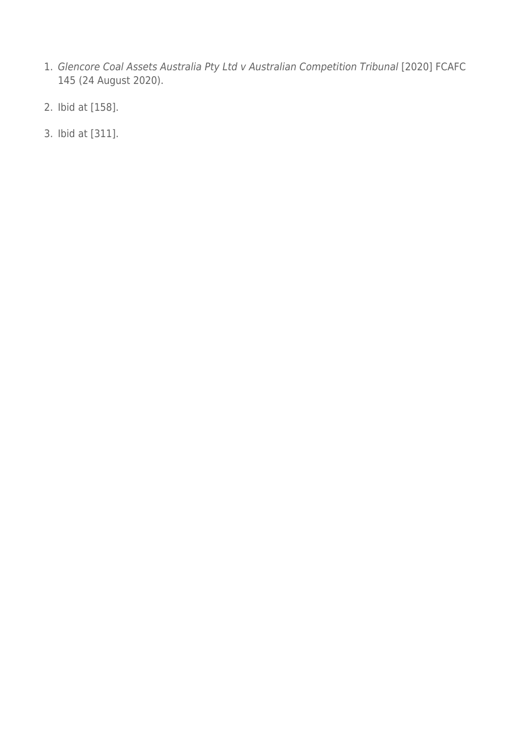1. *Glencore Coal Assets Australia Pty Ltd v Australian Competition Tribunal* [2020] FCAFC 145 (24 August 2020).
2. Ibid at [158].
3. Ibid at [311].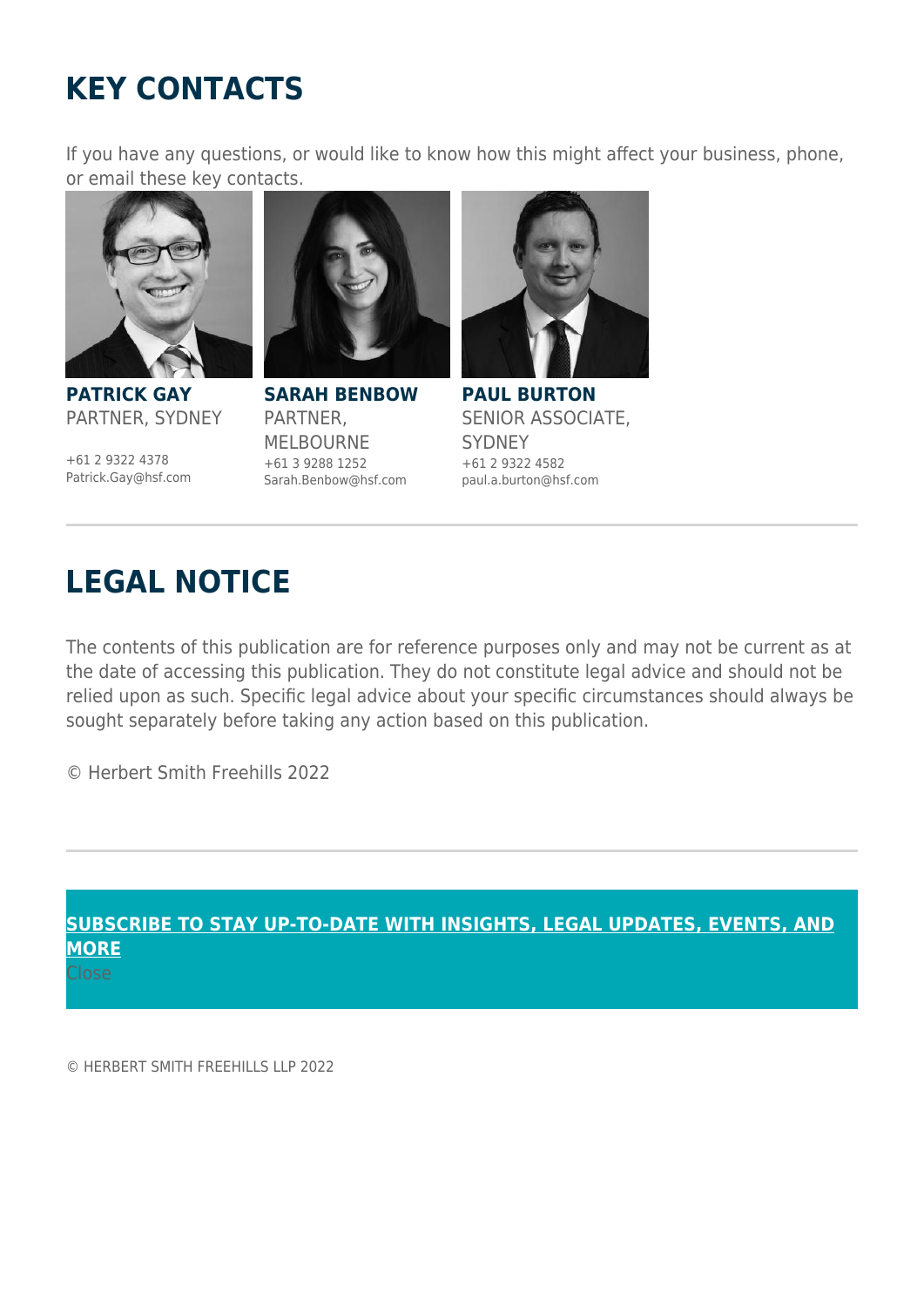## KEY CONTACTS

If you have any questions, or would like to know how this might affect your business, phone, or email these key contacts.

**PATRICK GAY**
PARTNER, SYDNEY

+61 2 9322 4378
Patrick.Gay@hsf.com

**SARAH BENBOW**
PARTNER, MELBOURNE
+61 3 9288 1252
Sarah.Benbow@hsf.com

**PAUL BURTON**
SENIOR ASSOCIATE, SYDNEY
+61 2 9322 4582
paul.a.burton@hsf.com

## LEGAL NOTICE

The contents of this publication are for reference purposes only and may not be current as at the date of accessing this publication. They do not constitute legal advice and should not be relied upon as such. Specific legal advice about your specific circumstances should always be sought separately before taking any action based on this publication.

© Herbert Smith Freehills 2022

**SUBSCRIBE TO STAY UP-TO-DATE WITH INSIGHTS, LEGAL UPDATES, EVENTS, AND MORE**
Close

© HERBERT SMITH FREEHILLS LLP 2022